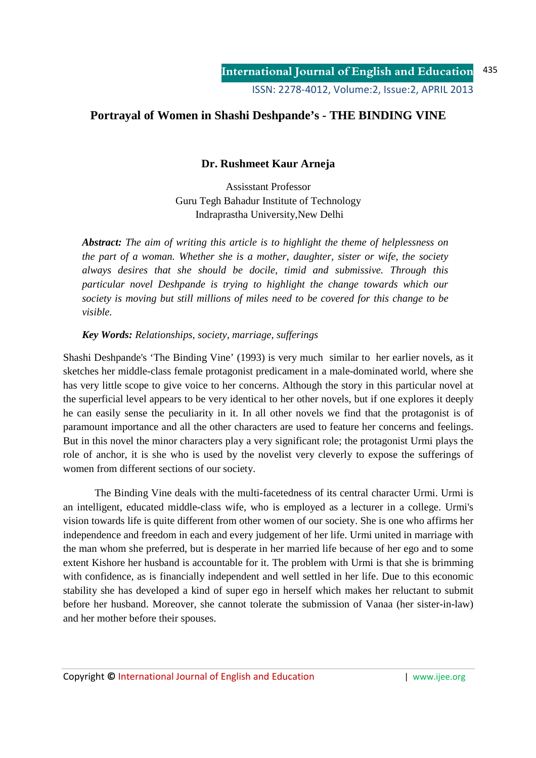# Portrayal of Women in Shashi Deshpande's - THE BINDING VINE

**Dr. Rushmeet Kaur Arneja**

Assisstant Professor
Guru Tegh Bahadur Institute of Technology
Indraprastha University,New Delhi

***Abstract:*** *The aim of writing this article is to highlight the theme of helplessness on the part of a woman. Whether she is a mother, daughter, sister or wife, the society always desires that she should be docile, timid and submissive. Through this particular novel Deshpande is trying to highlight the change towards which our society is moving but still millions of miles need to be covered for this change to be visible.*

***Key Words:*** *Relationships, society, marriage, sufferings*

Shashi Deshpande's 'The Binding Vine' (1993) is very much similar to her earlier novels, as it sketches her middle-class female protagonist predicament in a male-dominated world, where she has very little scope to give voice to her concerns. Although the story in this particular novel at the superficial level appears to be very identical to her other novels, but if one explores it deeply he can easily sense the peculiarity in it. In all other novels we find that the protagonist is of paramount importance and all the other characters are used to feature her concerns and feelings. But in this novel the minor characters play a very significant role; the protagonist Urmi plays the role of anchor, it is she who is used by the novelist very cleverly to expose the sufferings of women from different sections of our society.

The Binding Vine deals with the multi-facetedness of its central character Urmi. Urmi is an intelligent, educated middle-class wife, who is employed as a lecturer in a college. Urmi's vision towards life is quite different from other women of our society. She is one who affirms her independence and freedom in each and every judgement of her life. Urmi united in marriage with the man whom she preferred, but is desperate in her married life because of her ego and to some extent Kishore her husband is accountable for it. The problem with Urmi is that she is brimming with confidence, as is financially independent and well settled in her life. Due to this economic stability she has developed a kind of super ego in herself which makes her reluctant to submit before her husband. Moreover, she cannot tolerate the submission of Vanaa (her sister-in-law) and her mother before their spouses.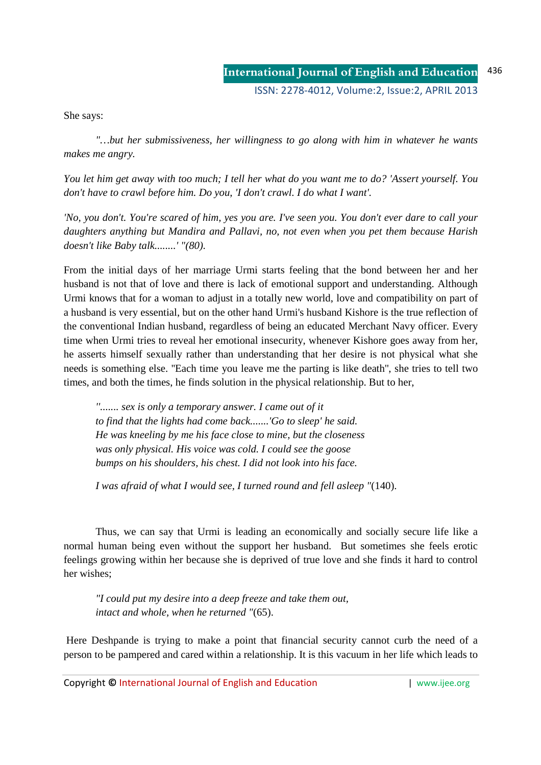She says:

> *"…but her submissiveness, her willingness to go along with him in whatever he wants makes me angry.*
>
> *You let him get away with too much; I tell her what do you want me to do? 'Assert yourself. You don't have to crawl before him. Do you, 'I don't crawl. I do what I want'.*
>
> *'No, you don't. You're scared of him, yes you are. I've seen you. You don't ever dare to call your daughters anything but Mandira and Pallavi, no, not even when you pet them because Harish doesn't like Baby talk........' "(80).*

From the initial days of her marriage Urmi starts feeling that the bond between her and her husband is not that of love and there is lack of emotional support and understanding. Although Urmi knows that for a woman to adjust in a totally new world, love and compatibility on part of a husband is very essential, but on the other hand Urmi's husband Kishore is the true reflection of the conventional Indian husband, regardless of being an educated Merchant Navy officer. Every time when Urmi tries to reveal her emotional insecurity, whenever Kishore goes away from her, he asserts himself sexually rather than understanding that her desire is not physical what she needs is something else. "Each time you leave me the parting is like death", she tries to tell two times, and both the times, he finds solution in the physical relationship. But to her,

> *"....... sex is only a temporary answer. I came out of it*
> *to find that the lights had come back.......'Go to sleep' he said.*
> *He was kneeling by me his face close to mine, but the closeness*
> *was only physical. His voice was cold. I could see the goose*
> *bumps on his shoulders, his chest. I did not look into his face.*
>
> *I was afraid of what I would see, I turned round and fell asleep "*(140).

Thus, we can say that Urmi is leading an economically and socially secure life like a normal human being even without the support her husband. But sometimes she feels erotic feelings growing within her because she is deprived of true love and she finds it hard to control her wishes;

> *"I could put my desire into a deep freeze and take them out,*
> *intact and whole, when he returned "*(65).

Here Deshpande is trying to make a point that financial security cannot curb the need of a person to be pampered and cared within a relationship. It is this vacuum in her life which leads to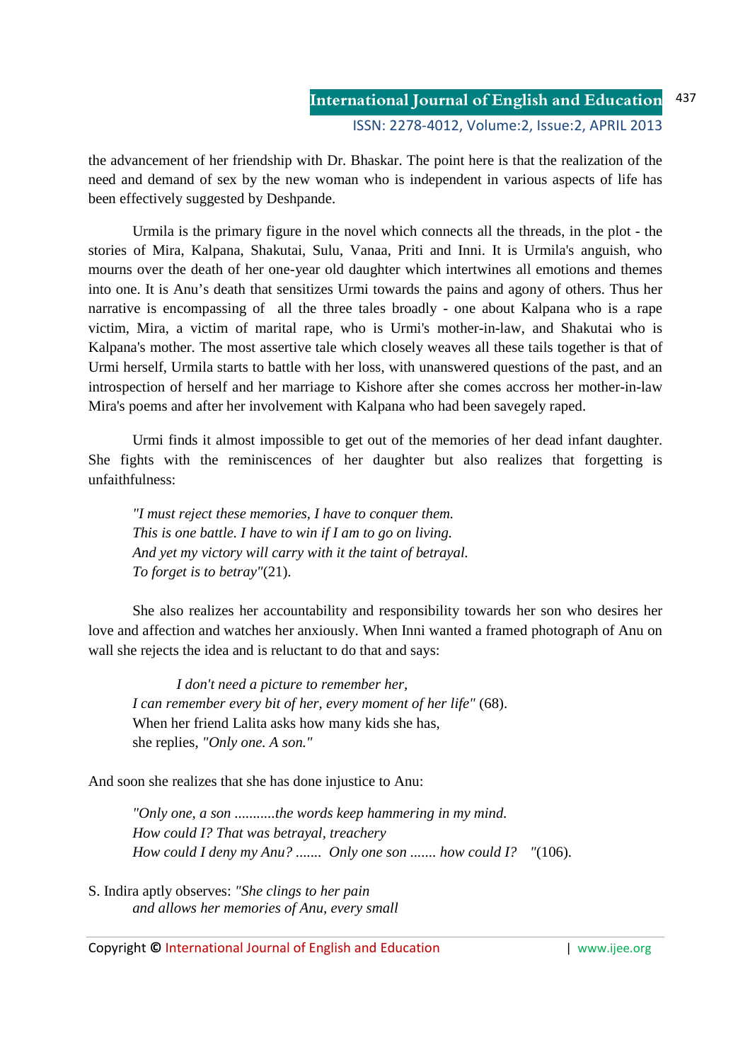the advancement of her friendship with Dr. Bhaskar. The point here is that the realization of the need and demand of sex by the new woman who is independent in various aspects of life has been effectively suggested by Deshpande.

Urmila is the primary figure in the novel which connects all the threads, in the plot - the stories of Mira, Kalpana, Shakutai, Sulu, Vanaa, Priti and Inni. It is Urmila's anguish, who mourns over the death of her one-year old daughter which intertwines all emotions and themes into one. It is Anu's death that sensitizes Urmi towards the pains and agony of others. Thus her narrative is encompassing of all the three tales broadly - one about Kalpana who is a rape victim, Mira, a victim of marital rape, who is Urmi's mother-in-law, and Shakutai who is Kalpana's mother. The most assertive tale which closely weaves all these tails together is that of Urmi herself, Urmila starts to battle with her loss, with unanswered questions of the past, and an introspection of herself and her marriage to Kishore after she comes accross her mother-in-law Mira's poems and after her involvement with Kalpana who had been savegely raped.

Urmi finds it almost impossible to get out of the memories of her dead infant daughter. She fights with the reminiscences of her daughter but also realizes that forgetting is unfaithfulness:

> *"I must reject these memories, I have to conquer them.*
> *This is one battle. I have to win if I am to go on living.*
> *And yet my victory will carry with it the taint of betrayal.*
> *To forget is to betray"*(21).

She also realizes her accountability and responsibility towards her son who desires her love and affection and watches her anxiously. When Inni wanted a framed photograph of Anu on wall she rejects the idea and is reluctant to do that and says:

> *I don't need a picture to remember her,*
> *I can remember every bit of her, every moment of her life"* (68).
> When her friend Lalita asks how many kids she has,
> she replies, *"Only one. A son."*

And soon she realizes that she has done injustice to Anu:

> *"Only one, a son ...........the words keep hammering in my mind.*
> *How could I? That was betrayal, treachery*
> *How could I deny my Anu? ....... Only one son ....... how could I?* "(106).

S. Indira aptly observes: *"She clings to her pain*
*and allows her memories of Anu, every small*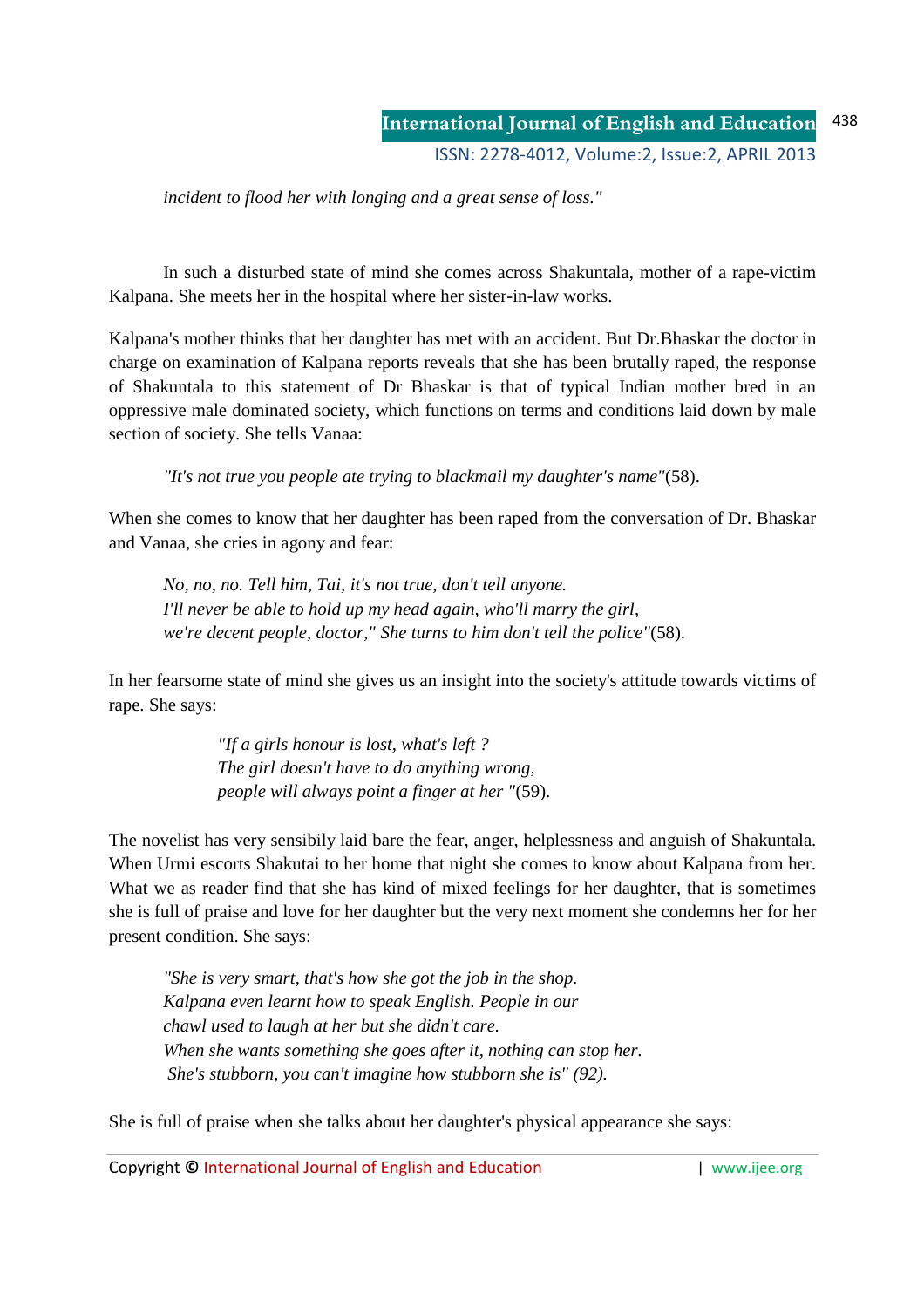*incident to flood her with longing and a great sense of loss."*

In such a disturbed state of mind she comes across Shakuntala, mother of a rape-victim Kalpana. She meets her in the hospital where her sister-in-law works.

Kalpana's mother thinks that her daughter has met with an accident. But Dr.Bhaskar the doctor in charge on examination of Kalpana reports reveals that she has been brutally raped, the response of Shakuntala to this statement of Dr Bhaskar is that of typical Indian mother bred in an oppressive male dominated society, which functions on terms and conditions laid down by male section of society. She tells Vanaa:

> *"It's not true you people ate trying to blackmail my daughter's name"*(58).

When she comes to know that her daughter has been raped from the conversation of Dr. Bhaskar and Vanaa, she cries in agony and fear:

> *No, no, no. Tell him, Tai, it's not true, don't tell anyone.*
> *I'll never be able to hold up my head again, who'll marry the girl,*
> *we're decent people, doctor," She turns to him don't tell the police"*(58).

In her fearsome state of mind she gives us an insight into the society's attitude towards victims of rape. She says:

> *"If a girls honour is lost, what's left ?*
> *The girl doesn't have to do anything wrong,*
> *people will always point a finger at her "*(59).

The novelist has very sensibily laid bare the fear, anger, helplessness and anguish of Shakuntala. When Urmi escorts Shakutai to her home that night she comes to know about Kalpana from her. What we as reader find that she has kind of mixed feelings for her daughter, that is sometimes she is full of praise and love for her daughter but the very next moment she condemns her for her present condition. She says:

> *"She is very smart, that's how she got the job in the shop.*
> *Kalpana even learnt how to speak English. People in our*
> *chawl used to laugh at her but she didn't care.*
> *When she wants something she goes after it, nothing can stop her.*
> *She's stubborn, you can't imagine how stubborn she is" (92).*

She is full of praise when she talks about her daughter's physical appearance she says: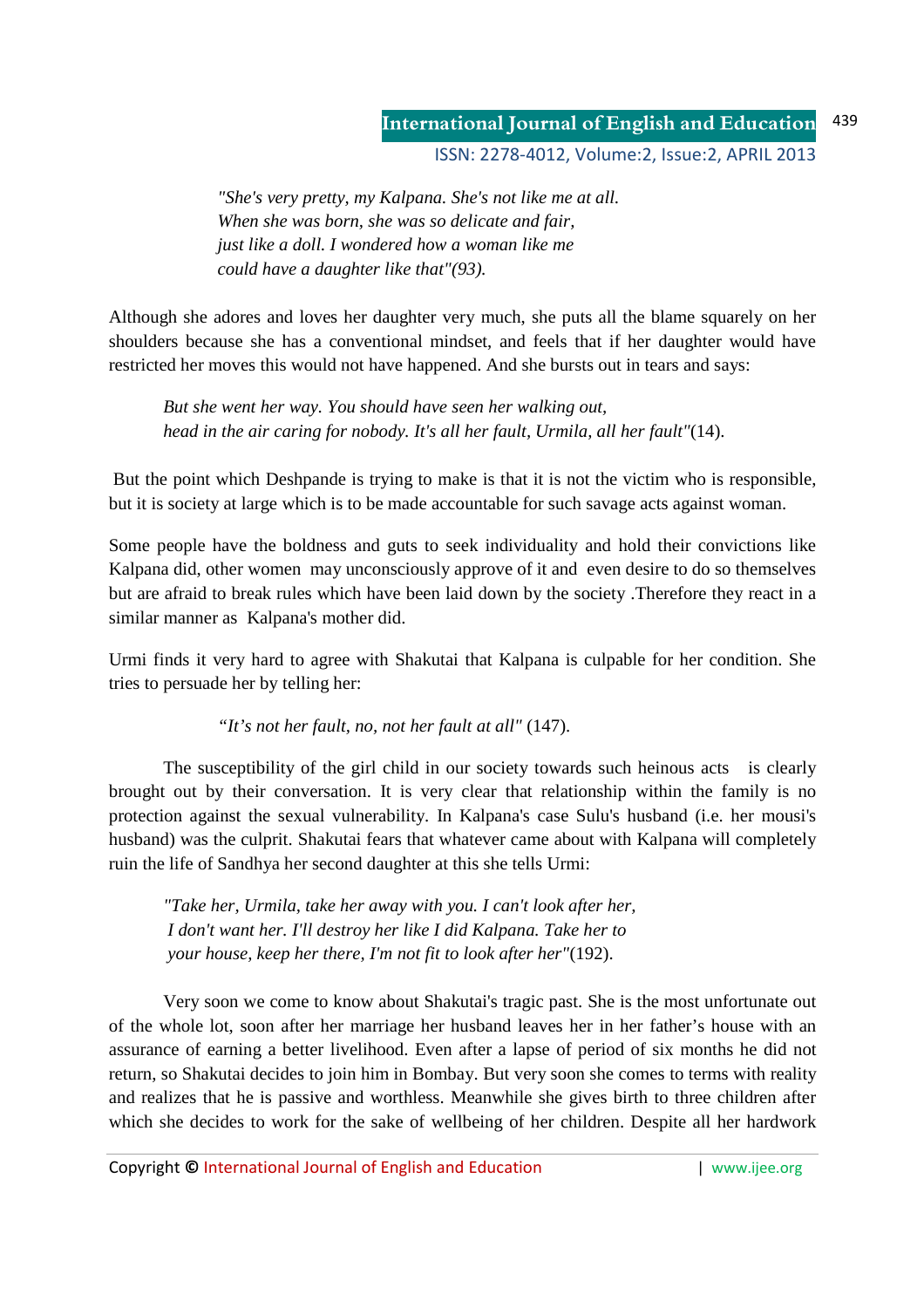*"She's very pretty, my Kalpana. She's not like me at all.*
*When she was born, she was so delicate and fair,*
*just like a doll. I wondered how a woman like me*
*could have a daughter like that"(93).*

Although she adores and loves her daughter very much, she puts all the blame squarely on her shoulders because she has a conventional mindset, and feels that if her daughter would have restricted her moves this would not have happened. And she bursts out in tears and says:

*But she went her way. You should have seen her walking out,*
*head in the air caring for nobody. It's all her fault, Urmila, all her fault"*(14).

But the point which Deshpande is trying to make is that it is not the victim who is responsible, but it is society at large which is to be made accountable for such savage acts against woman.

Some people have the boldness and guts to seek individuality and hold their convictions like Kalpana did, other women may unconsciously approve of it and even desire to do so themselves but are afraid to break rules which have been laid down by the society .Therefore they react in a similar manner as Kalpana's mother did.

Urmi finds it very hard to agree with Shakutai that Kalpana is culpable for her condition. She tries to persuade her by telling her:

*"It's not her fault, no, not her fault at all"* (147).

The susceptibility of the girl child in our society towards such heinous acts is clearly brought out by their conversation. It is very clear that relationship within the family is no protection against the sexual vulnerability. In Kalpana's case Sulu's husband (i.e. her mousi's husband) was the culprit. Shakutai fears that whatever came about with Kalpana will completely ruin the life of Sandhya her second daughter at this she tells Urmi:

*"Take her, Urmila, take her away with you. I can't look after her,*
*I don't want her. I'll destroy her like I did Kalpana. Take her to*
*your house, keep her there, I'm not fit to look after her"*(192).

Very soon we come to know about Shakutai's tragic past. She is the most unfortunate out of the whole lot, soon after her marriage her husband leaves her in her father's house with an assurance of earning a better livelihood. Even after a lapse of period of six months he did not return, so Shakutai decides to join him in Bombay. But very soon she comes to terms with reality and realizes that he is passive and worthless. Meanwhile she gives birth to three children after which she decides to work for the sake of wellbeing of her children. Despite all her hardwork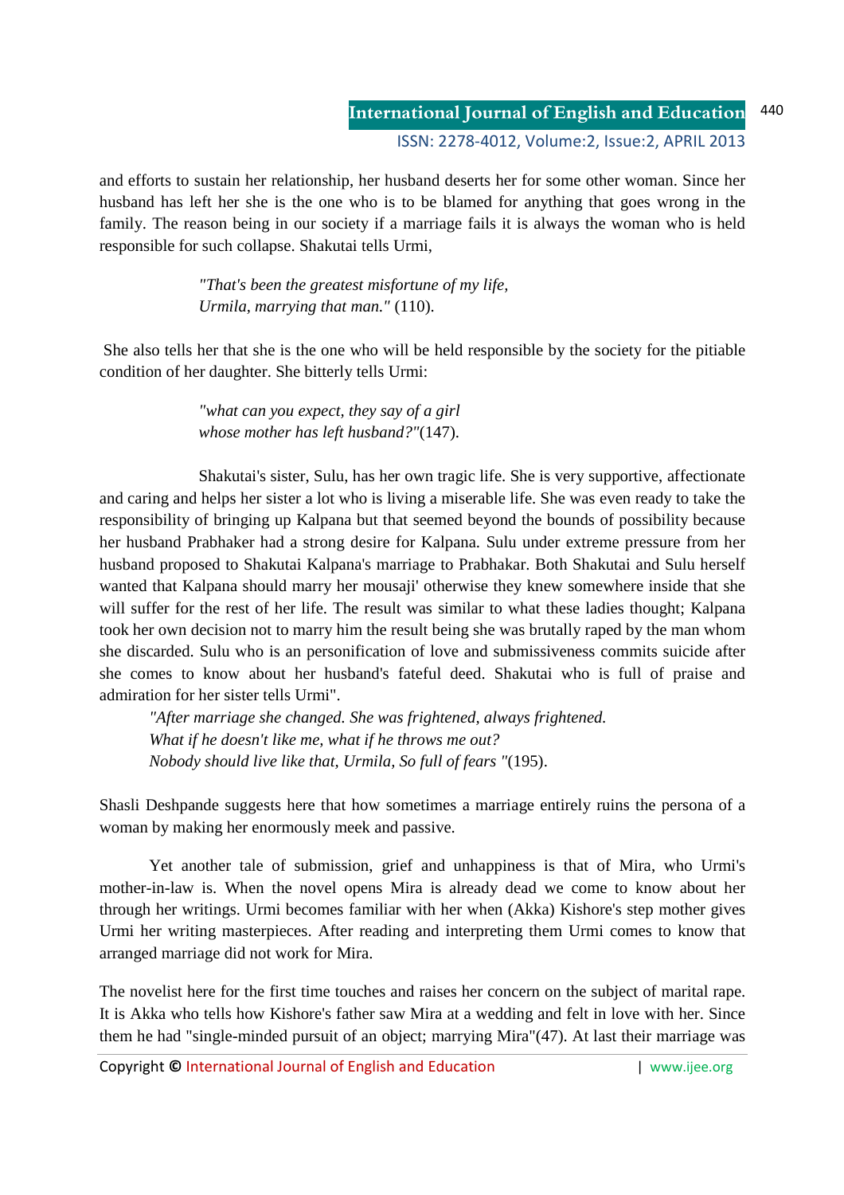and efforts to sustain her relationship, her husband deserts her for some other woman. Since her husband has left her she is the one who is to be blamed for anything that goes wrong in the family. The reason being in our society if a marriage fails it is always the woman who is held responsible for such collapse. Shakutai tells Urmi,

> *"That's been the greatest misfortune of my life,*
> *Urmila, marrying that man."* (110).

She also tells her that she is the one who will be held responsible by the society for the pitiable condition of her daughter. She bitterly tells Urmi:

> *"what can you expect, they say of a girl*
> *whose mother has left husband?"*(147).

Shakutai's sister, Sulu, has her own tragic life. She is very supportive, affectionate and caring and helps her sister a lot who is living a miserable life. She was even ready to take the responsibility of bringing up Kalpana but that seemed beyond the bounds of possibility because her husband Prabhaker had a strong desire for Kalpana. Sulu under extreme pressure from her husband proposed to Shakutai Kalpana's marriage to Prabhakar. Both Shakutai and Sulu herself wanted that Kalpana should marry her mousaji' otherwise they knew somewhere inside that she will suffer for the rest of her life. The result was similar to what these ladies thought; Kalpana took her own decision not to marry him the result being she was brutally raped by the man whom she discarded. Sulu who is an personification of love and submissiveness commits suicide after she comes to know about her husband's fateful deed. Shakutai who is full of praise and admiration for her sister tells Urmi".

> *"After marriage she changed. She was frightened, always frightened.*
> *What if he doesn't like me, what if he throws me out?*
> *Nobody should live like that, Urmila, So full of fears "*(195).

Shasli Deshpande suggests here that how sometimes a marriage entirely ruins the persona of a woman by making her enormously meek and passive.

Yet another tale of submission, grief and unhappiness is that of Mira, who Urmi's mother-in-law is. When the novel opens Mira is already dead we come to know about her through her writings. Urmi becomes familiar with her when (Akka) Kishore's step mother gives Urmi her writing masterpieces. After reading and interpreting them Urmi comes to know that arranged marriage did not work for Mira.

The novelist here for the first time touches and raises her concern on the subject of marital rape. It is Akka who tells how Kishore's father saw Mira at a wedding and felt in love with her. Since them he had "single-minded pursuit of an object; marrying Mira"(47). At last their marriage was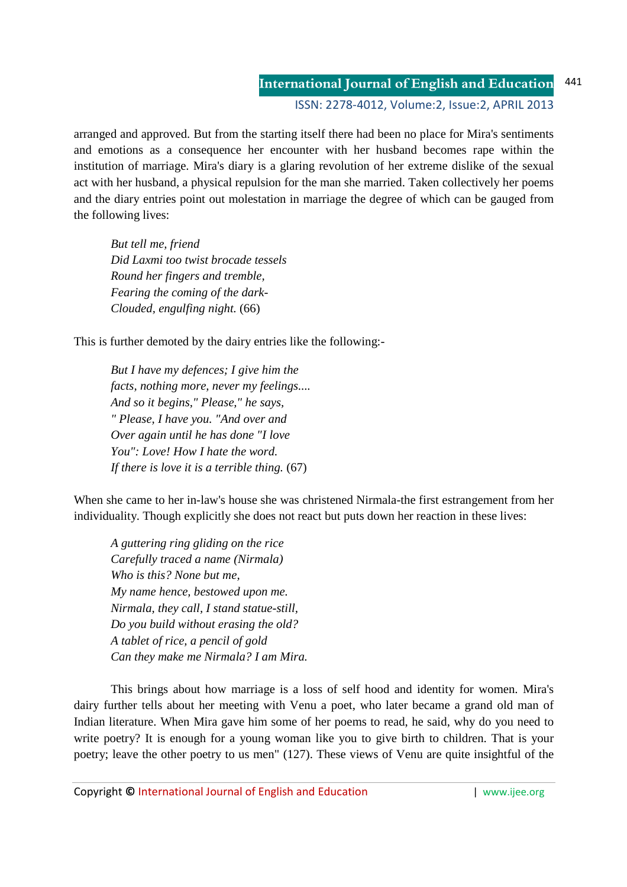arranged and approved. But from the starting itself there had been no place for Mira's sentiments and emotions as a consequence her encounter with her husband becomes rape within the institution of marriage. Mira's diary is a glaring revolution of her extreme dislike of the sexual act with her husband, a physical repulsion for the man she married. Taken collectively her poems and the diary entries point out molestation in marriage the degree of which can be gauged from the following lives:

> *But tell me, friend*
> *Did Laxmi too twist brocade tessels*
> *Round her fingers and tremble,*
> *Fearing the coming of the dark-*
> *Clouded, engulfing night.* (66)

This is further demoted by the dairy entries like the following:-

> *But I have my defences; I give him the*
> *facts, nothing more, never my feelings....*
> *And so it begins," Please," he says,*
> *" Please, I have you. "And over and*
> *Over again until he has done "I love*
> *You": Love! How I hate the word.*
> *If there is love it is a terrible thing.* (67)

When she came to her in-law's house she was christened Nirmala-the first estrangement from her individuality. Though explicitly she does not react but puts down her reaction in these lives:

> *A guttering ring gliding on the rice*
> *Carefully traced a name (Nirmala)*
> *Who is this? None but me,*
> *My name hence, bestowed upon me.*
> *Nirmala, they call, I stand statue-still,*
> *Do you build without erasing the old?*
> *A tablet of rice, a pencil of gold*
> *Can they make me Nirmala? I am Mira.*

This brings about how marriage is a loss of self hood and identity for women. Mira's dairy further tells about her meeting with Venu a poet, who later became a grand old man of Indian literature. When Mira gave him some of her poems to read, he said, why do you need to write poetry? It is enough for a young woman like you to give birth to children. That is your poetry; leave the other poetry to us men" (127). These views of Venu are quite insightful of the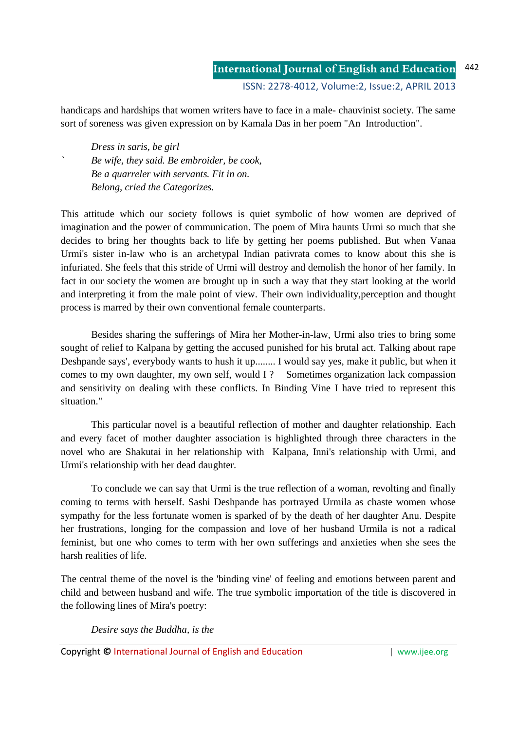handicaps and hardships that women writers have to face in a male- chauvinist society. The same sort of soreness was given expression on by Kamala Das in her poem "An Introduction".

> *Dress in saris, be girl*
> *Be wife, they said. Be embroider, be cook,*
> *Be a quarreler with servants. Fit in on.*
> *Belong, cried the Categorizes.*

This attitude which our society follows is quiet symbolic of how women are deprived of imagination and the power of communication. The poem of Mira haunts Urmi so much that she decides to bring her thoughts back to life by getting her poems published. But when Vanaa Urmi's sister in-law who is an archetypal Indian pativrata comes to know about this she is infuriated. She feels that this stride of Urmi will destroy and demolish the honor of her family. In fact in our society the women are brought up in such a way that they start looking at the world and interpreting it from the male point of view. Their own individuality,perception and thought process is marred by their own conventional female counterparts.

Besides sharing the sufferings of Mira her Mother-in-law, Urmi also tries to bring some sought of relief to Kalpana by getting the accused punished for his brutal act. Talking about rape Deshpande says', everybody wants to hush it up........ I would say yes, make it public, but when it comes to my own daughter, my own self, would I ? Sometimes organization lack compassion and sensitivity on dealing with these conflicts. In Binding Vine I have tried to represent this situation."

This particular novel is a beautiful reflection of mother and daughter relationship. Each and every facet of mother daughter association is highlighted through three characters in the novel who are Shakutai in her relationship with Kalpana, Inni's relationship with Urmi, and Urmi's relationship with her dead daughter.

To conclude we can say that Urmi is the true reflection of a woman, revolting and finally coming to terms with herself. Sashi Deshpande has portrayed Urmila as chaste women whose sympathy for the less fortunate women is sparked of by the death of her daughter Anu. Despite her frustrations, longing for the compassion and love of her husband Urmila is not a radical feminist, but one who comes to term with her own sufferings and anxieties when she sees the harsh realities of life.

The central theme of the novel is the 'binding vine' of feeling and emotions between parent and child and between husband and wife. The true symbolic importation of the title is discovered in the following lines of Mira's poetry:

> *Desire says the Buddha, is the*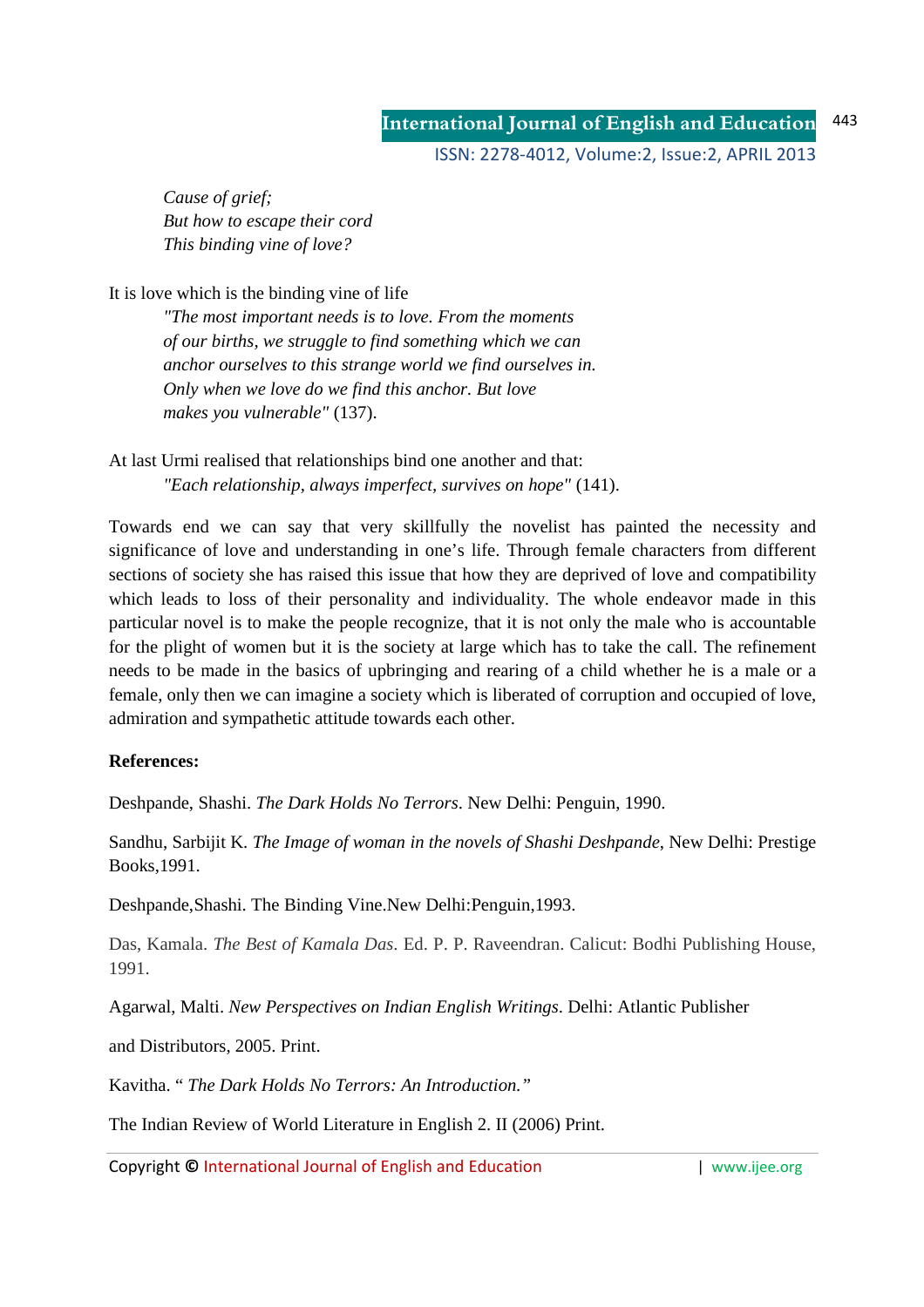*Cause of grief;*
*But how to escape their cord*
*This binding vine of love?*

It is love which is the binding vine of life

> *"The most important needs is to love. From the moments of our births, we struggle to find something which we can anchor ourselves to this strange world we find ourselves in. Only when we love do we find this anchor. But love makes you vulnerable"* (137).

At last Urmi realised that relationships bind one another and that:

> *"Each relationship, always imperfect, survives on hope"* (141).

Towards end we can say that very skillfully the novelist has painted the necessity and significance of love and understanding in one's life. Through female characters from different sections of society she has raised this issue that how they are deprived of love and compatibility which leads to loss of their personality and individuality. The whole endeavor made in this particular novel is to make the people recognize, that it is not only the male who is accountable for the plight of women but it is the society at large which has to take the call. The refinement needs to be made in the basics of upbringing and rearing of a child whether he is a male or a female, only then we can imagine a society which is liberated of corruption and occupied of love, admiration and sympathetic attitude towards each other.

**References:**

Deshpande, Shashi. *The Dark Holds No Terrors*. New Delhi: Penguin, 1990.

Sandhu, Sarbijit K. *The Image of woman in the novels of Shashi Deshpande*, New Delhi: Prestige Books,1991.

Deshpande,Shashi. The Binding Vine.New Delhi:Penguin,1993.

Das, Kamala. *The Best of Kamala Das*. Ed. P. P. Raveendran. Calicut: Bodhi Publishing House, 1991.

Agarwal, Malti. *New Perspectives on Indian English Writings*. Delhi: Atlantic Publisher

and Distributors, 2005. Print.

Kavitha. " *The Dark Holds No Terrors: An Introduction."*

The Indian Review of World Literature in English 2. II (2006) Print.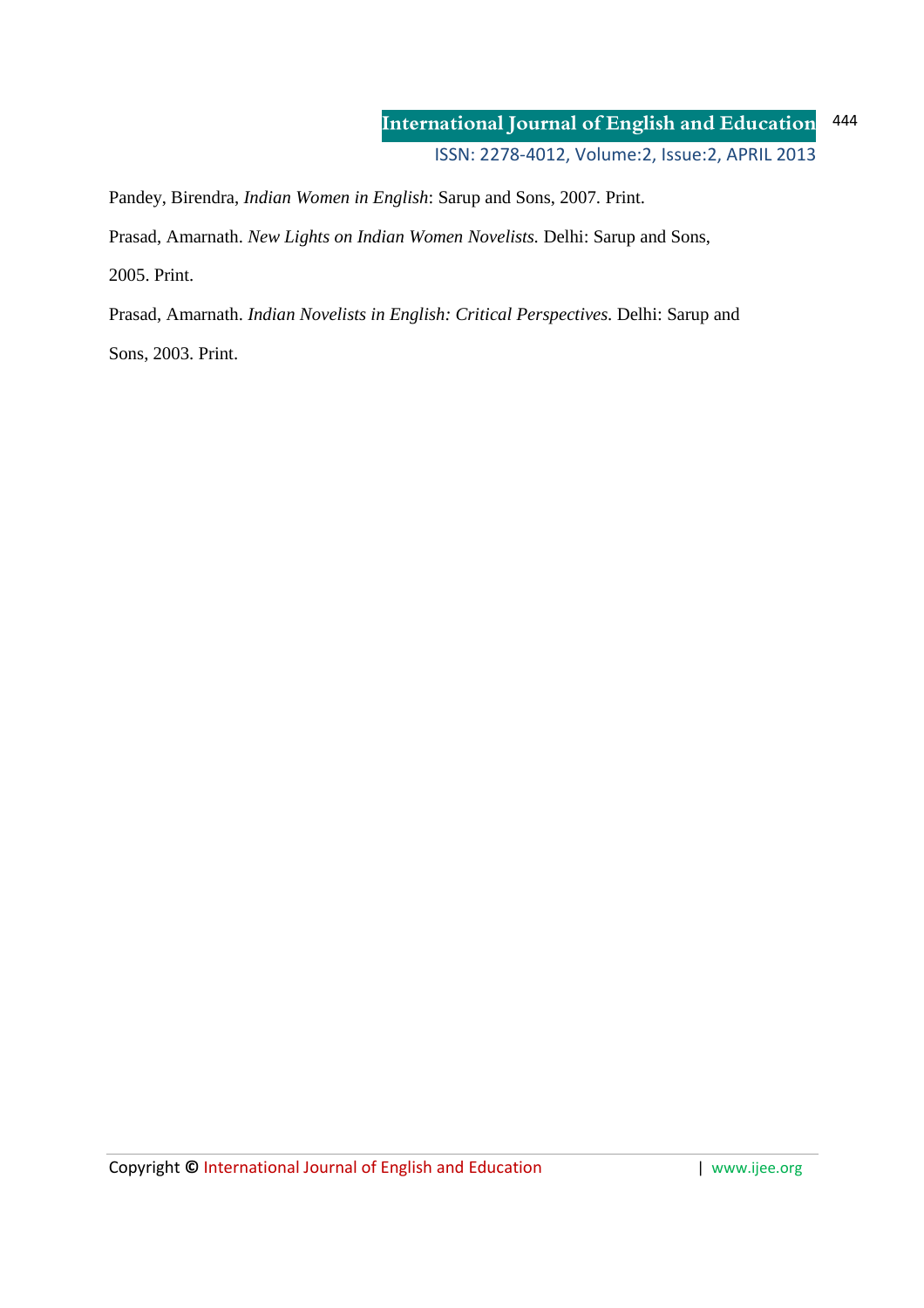Pandey, Birendra, *Indian Women in English*: Sarup and Sons, 2007. Print.

Prasad, Amarnath. *New Lights on Indian Women Novelists.* Delhi: Sarup and Sons, 2005. Print.

Prasad, Amarnath. *Indian Novelists in English: Critical Perspectives.* Delhi: Sarup and Sons, 2003. Print.